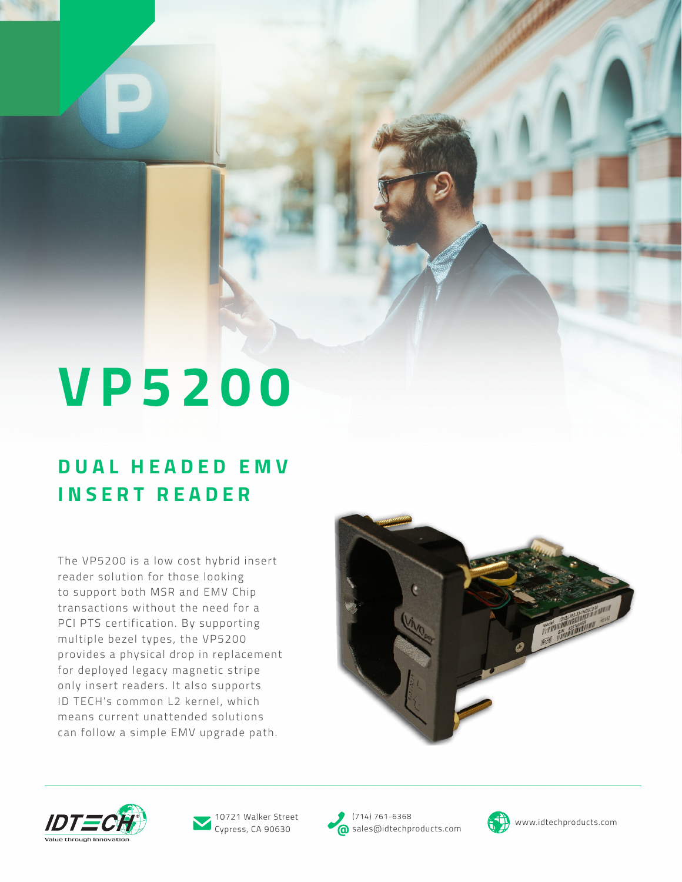# VP5200

## DUAL HEADED EMV INSERT READER

The VP5200 is a low cost hybrid insert reader solution for those looking to support both MSR and EMV Chip transactions without the need for a PCI PTS certification. By supporting multiple bezel types, the VP5200 provides a physical drop in replacement for deployed legacy magnetic stripe only insert readers. It also supports ID TECH's common L2 kernel, which means current unattended solutions can follow a simple EMV upgrade path.

IDTECH Value through Innovation

10721 Walker Street
Cypress, CA 90630

(714) 761-6368
sales@idtechproducts.com

www.idtechproducts.com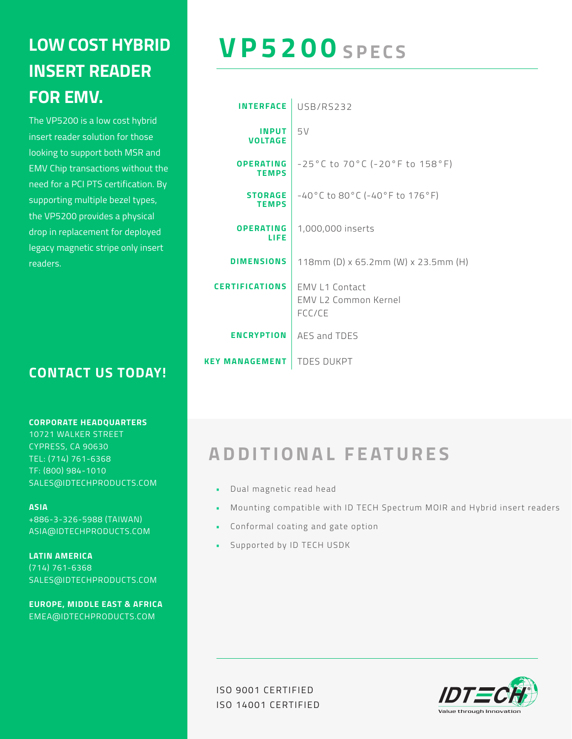# LOW COST HYBRID INSERT READER FOR EMV.

The VP5200 is a low cost hybrid insert reader solution for those looking to support both MSR and EMV Chip transactions without the need for a PCI PTS certification. By supporting multiple bezel types, the VP5200 provides a physical drop in replacement for deployed legacy magnetic stripe only insert readers.

## CONTACT US TODAY!

**CORPORATE HEADQUARTERS**
10721 WALKER STREET
CYPRESS, CA 90630
TEL: (714) 761-6368
TF: (800) 984-1010
SALES@IDTECHPRODUCTS.COM

**ASIA**
+886-3-326-5988 (TAIWAN)
ASIA@IDTECHPRODUCTS.COM

**LATIN AMERICA**
(714) 761-6368
SALES@IDTECHPRODUCTS.COM

**EUROPE, MIDDLE EAST & AFRICA**
EMEA@IDTECHPRODUCTS.COM

# VP5200 SPECS

| | |
|---|---|
| **INTERFACE** | USB/RS232 |
| **INPUT VOLTAGE** | 5V |
| **OPERATING TEMPS** | -25°C to 70°C (-20°F to 158°F) |
| **STORAGE TEMPS** | -40°C to 80°C (-40°F to 176°F) |
| **OPERATING LIFE** | 1,000,000 inserts |
| **DIMENSIONS** | 118mm (D) x 65.2mm (W) x 23.5mm (H) |
| **CERTIFICATIONS** | EMV L1 Contact<br>EMV L2 Common Kernel<br>FCC/CE |
| **ENCRYPTION** | AES and TDES |
| **KEY MANAGEMENT** | TDES DUKPT |

## ADDITIONAL FEATURES

- Dual magnetic read head
- Mounting compatible with ID TECH Spectrum MOIR and Hybrid insert readers
- Conformal coating and gate option
- Supported by ID TECH USDK

ISO 9001 CERTIFIED
ISO 14001 CERTIFIED

IDTECH
Value through Innovation